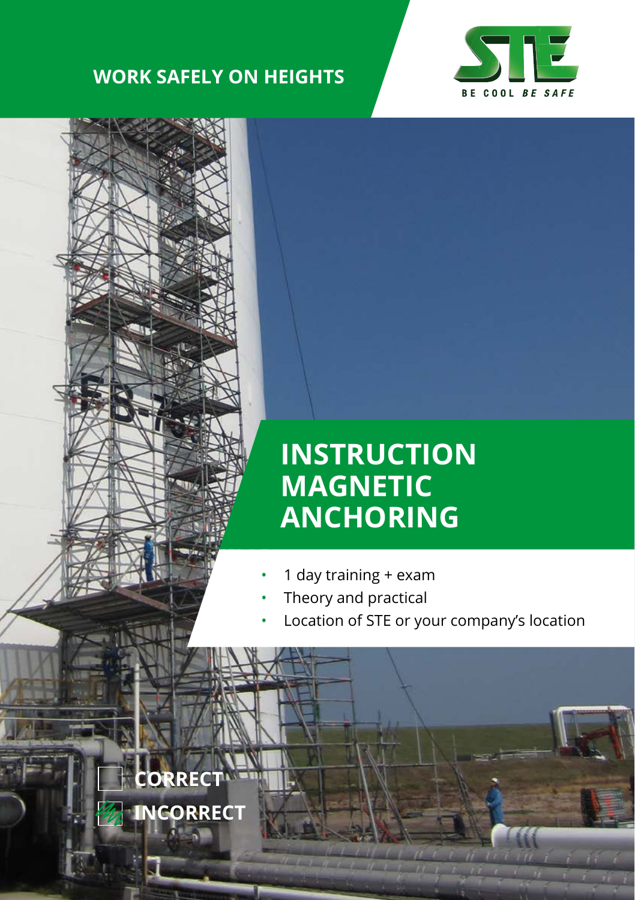**WORK SAFELY ON HEIGHTS**

STE

BE COOL *BE SAFE*

# INSTRUCTION MAGNETIC ANCHORING

- 1 day training + exam
- Theory and practical
- Location of STE or your company's location

CORRECT

INCORRECT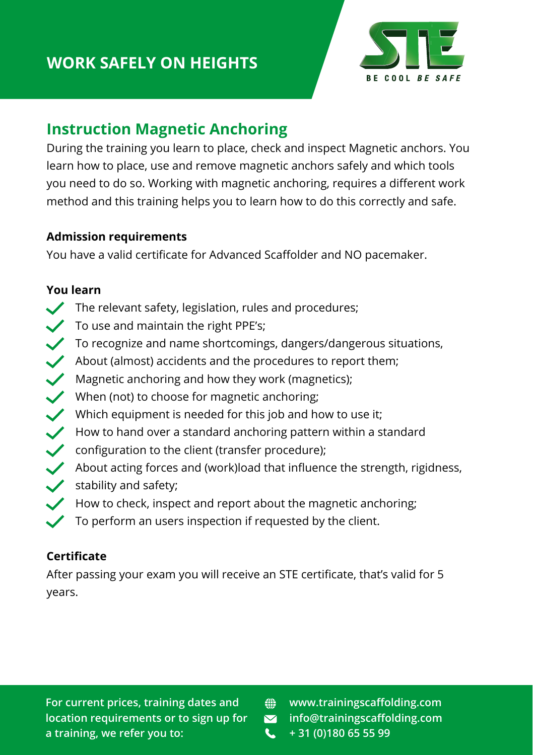# WORK SAFELY ON HEIGHTS

STE
BE COOL *BE SAFE*

## Instruction Magnetic Anchoring

During the training you learn to place, check and inspect Magnetic anchors. You learn how to place, use and remove magnetic anchors safely and which tools you need to do so. Working with magnetic anchoring, requires a different work method and this training helps you to learn how to do this correctly and safe.

### Admission requirements

You have a valid certificate for Advanced Scaffolder and NO pacemaker.

### You learn

- ✓ The relevant safety, legislation, rules and procedures;
- ✓ To use and maintain the right PPE's;
- ✓ To recognize and name shortcomings, dangers/dangerous situations,
- ✓ About (almost) accidents and the procedures to report them;
- ✓ Magnetic anchoring and how they work (magnetics);
- ✓ When (not) to choose for magnetic anchoring;
- ✓ Which equipment is needed for this job and how to use it;
- ✓ How to hand over a standard anchoring pattern within a standard
- ✓ configuration to the client (transfer procedure);
- ✓ About acting forces and (work)load that influence the strength, rigidness,
- ✓ stability and safety;
- ✓ How to check, inspect and report about the magnetic anchoring;
- ✓ To perform an users inspection if requested by the client.

### Certificate

After passing your exam you will receive an STE certificate, that's valid for 5 years.

**For current prices, training dates and location requirements or to sign up for a training, we refer you to:**

**www.trainingscaffolding.com**
**info@trainingscaffolding.com**
**+ 31 (0)180 65 55 99**